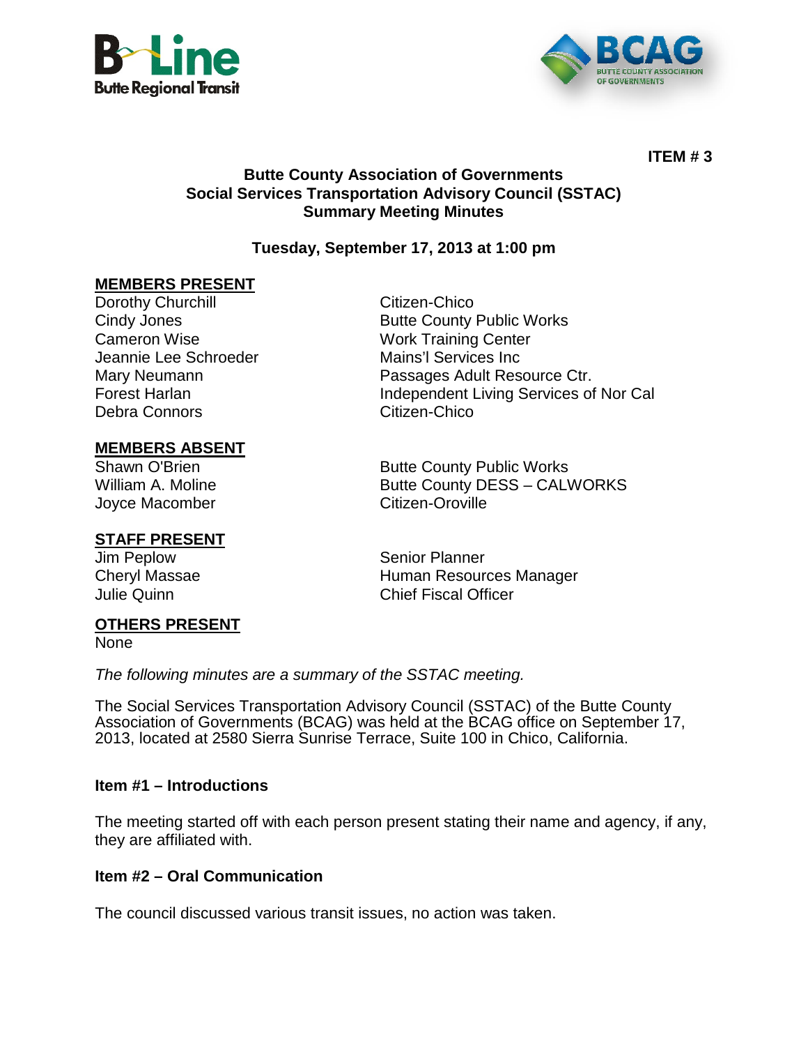**ITEM # 3**

# Butte County Association of Governments
## Social Services Transportation Advisory Council (SSTAC)
## Summary Meeting Minutes

**Tuesday, September 17, 2013 at 1:00 pm**

**MEMBERS PRESENT**

| | |
|---|---|
| Dorothy Churchill | Citizen-Chico |
| Cindy Jones | Butte County Public Works |
| Cameron Wise | Work Training Center |
| Jeannie Lee Schroeder | Mains'l Services Inc |
| Mary Neumann | Passages Adult Resource Ctr. |
| Forest Harlan | Independent Living Services of Nor Cal |
| Debra Connors | Citizen-Chico |

**MEMBERS ABSENT**

| | |
|---|---|
| Shawn O'Brien | Butte County Public Works |
| William A. Moline | Butte County DESS – CALWORKS |
| Joyce Macomber | Citizen-Oroville |

**STAFF PRESENT**

| | |
|---|---|
| Jim Peplow | Senior Planner |
| Cheryl Massae | Human Resources Manager |
| Julie Quinn | Chief Fiscal Officer |

**OTHERS PRESENT**

None

*The following minutes are a summary of the SSTAC meeting.*

The Social Services Transportation Advisory Council (SSTAC) of the Butte County Association of Governments (BCAG) was held at the BCAG office on September 17, 2013, located at 2580 Sierra Sunrise Terrace, Suite 100 in Chico, California.

### Item #1 – Introductions

The meeting started off with each person present stating their name and agency, if any, they are affiliated with.

### Item #2 – Oral Communication

The council discussed various transit issues, no action was taken.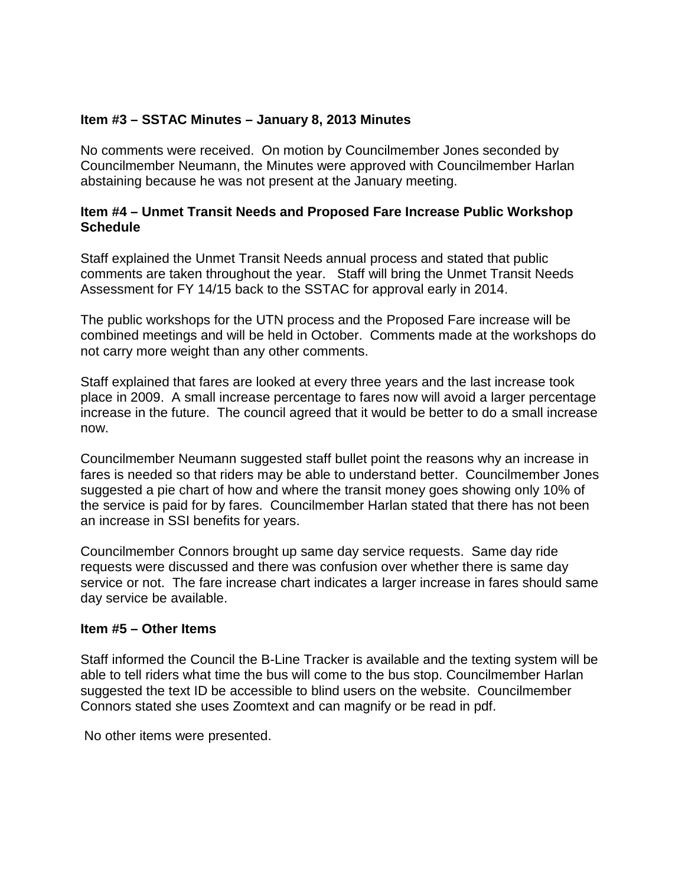**Item #3 – SSTAC Minutes – January 8, 2013 Minutes**

No comments were received. On motion by Councilmember Jones seconded by Councilmember Neumann, the Minutes were approved with Councilmember Harlan abstaining because he was not present at the January meeting.

**Item #4 – Unmet Transit Needs and Proposed Fare Increase Public Workshop Schedule**

Staff explained the Unmet Transit Needs annual process and stated that public comments are taken throughout the year. Staff will bring the Unmet Transit Needs Assessment for FY 14/15 back to the SSTAC for approval early in 2014.

The public workshops for the UTN process and the Proposed Fare increase will be combined meetings and will be held in October. Comments made at the workshops do not carry more weight than any other comments.

Staff explained that fares are looked at every three years and the last increase took place in 2009. A small increase percentage to fares now will avoid a larger percentage increase in the future. The council agreed that it would be better to do a small increase now.

Councilmember Neumann suggested staff bullet point the reasons why an increase in fares is needed so that riders may be able to understand better. Councilmember Jones suggested a pie chart of how and where the transit money goes showing only 10% of the service is paid for by fares. Councilmember Harlan stated that there has not been an increase in SSI benefits for years.

Councilmember Connors brought up same day service requests. Same day ride requests were discussed and there was confusion over whether there is same day service or not. The fare increase chart indicates a larger increase in fares should same day service be available.

**Item #5 – Other Items**

Staff informed the Council the B-Line Tracker is available and the texting system will be able to tell riders what time the bus will come to the bus stop. Councilmember Harlan suggested the text ID be accessible to blind users on the website. Councilmember Connors stated she uses Zoomtext and can magnify or be read in pdf.

No other items were presented.